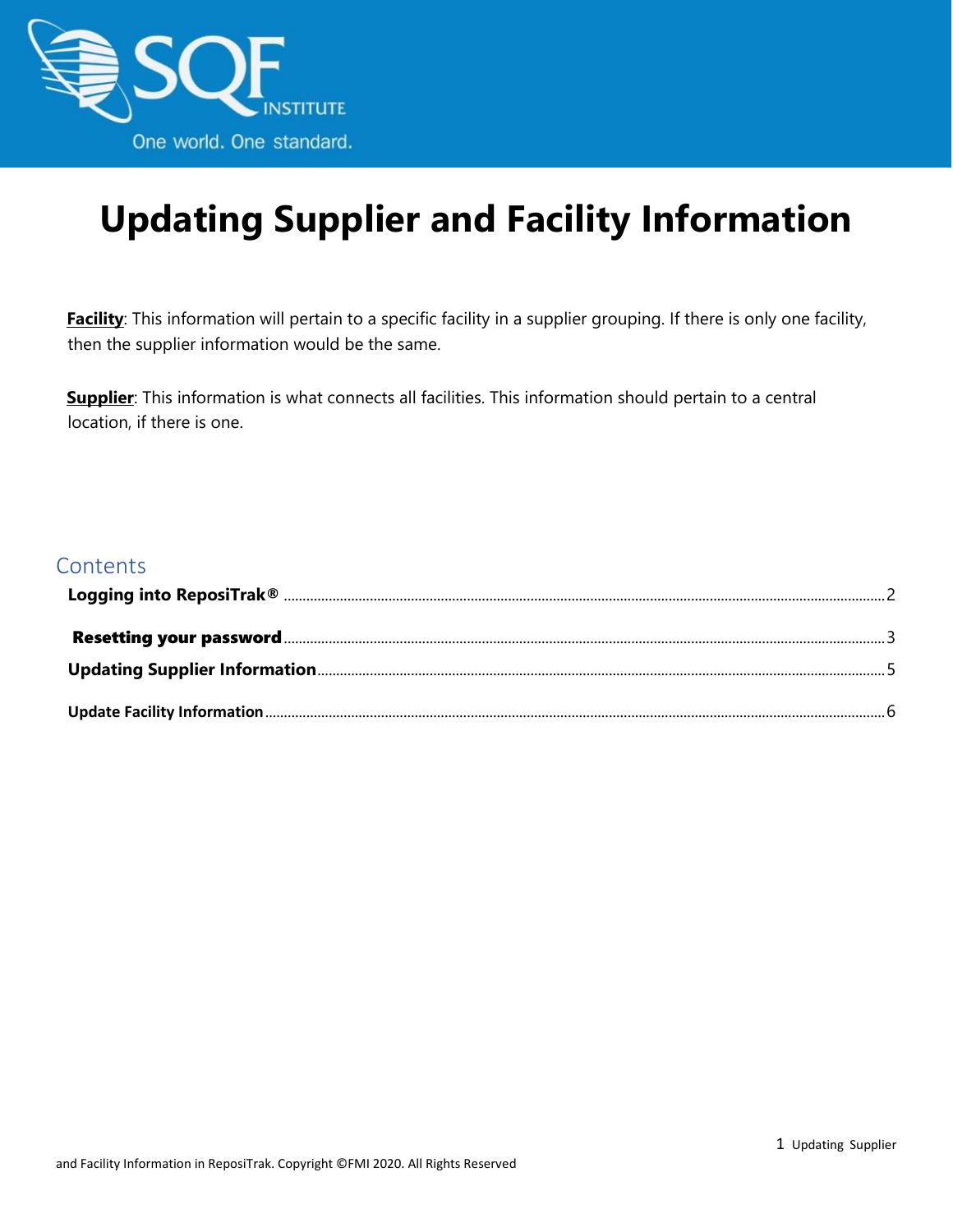# Updating Supplier and Facility Information

**Facility**: This information will pertain to a specific facility in a supplier grouping. If there is only one facility, then the supplier information would be the same.

**Supplier**: This information is what connects all facilities. This information should pertain to a central location, if there is one.

## Contents

**Logging into ReposiTrak®** .......... 2

**Resetting your password** .......... 3

**Updating Supplier Information** .......... 5

**Update Facility Information** .......... 6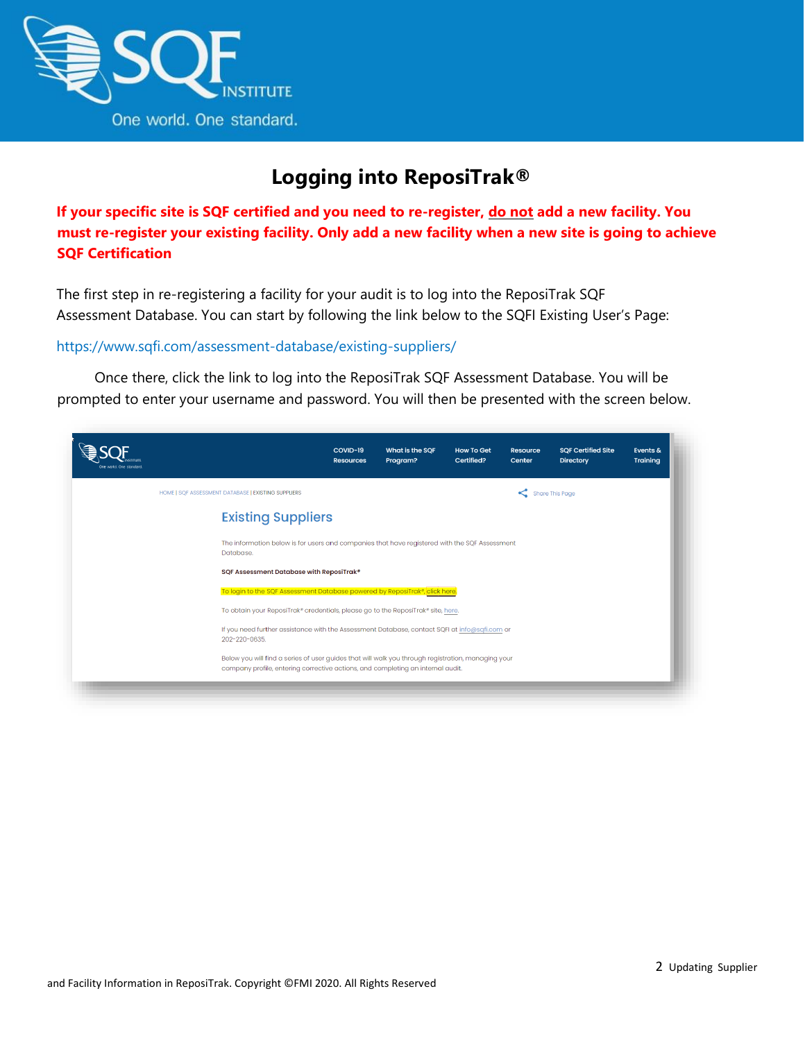# Logging into ReposiTrak®

**If your specific site is SQF certified and you need to re-register, do not add a new facility. You must re-register your existing facility. Only add a new facility when a new site is going to achieve SQF Certification**

The first step in re-registering a facility for your audit is to log into the ReposiTrak SQF Assessment Database. You can start by following the link below to the SQFI Existing User's Page:

https://www.sqfi.com/assessment-database/existing-suppliers/

Once there, click the link to log into the ReposiTrak SQF Assessment Database. You will be prompted to enter your username and password. You will then be presented with the screen below.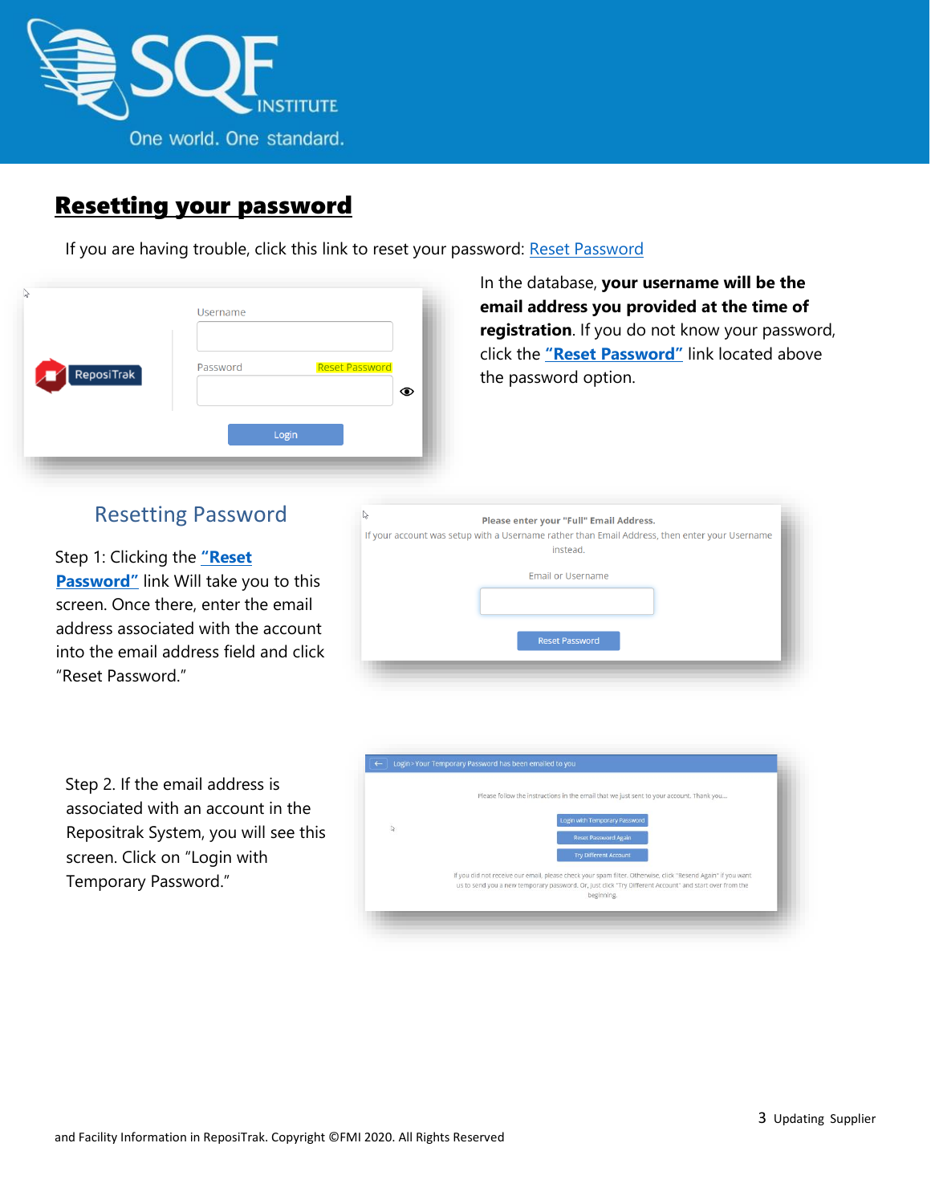## Resetting your password

If you are having trouble, click this link to reset your password: Reset Password

In the database, **your username will be the email address you provided at the time of registration**. If you do not know your password, click the **"Reset Password"** link located above the password option.

### Resetting Password

Step 1: Clicking the **"Reset Password"** link Will take you to this screen. Once there, enter the email address associated with the account into the email address field and click "Reset Password."

Step 2. If the email address is associated with an account in the Repositrak System, you will see this screen. Click on "Login with Temporary Password."

Updating Supplier and Facility Information in ReposiTrak. Copyright ©FMI 2020. All Rights Reserved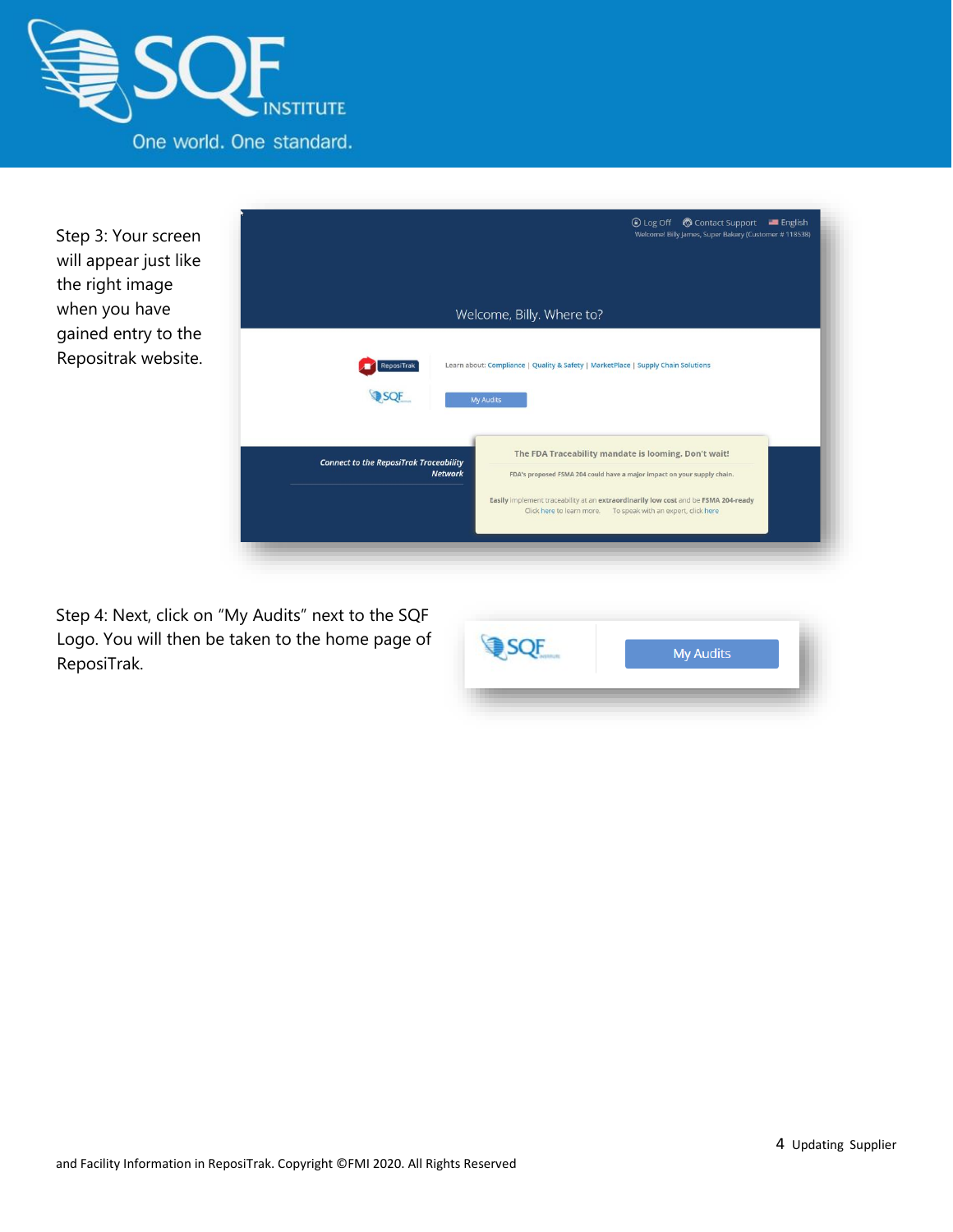Step 3: Your screen will appear just like the right image when you have gained entry to the Repositrak website.

Step 4: Next, click on "My Audits" next to the SQF Logo. You will then be taken to the home page of ReposiTrak.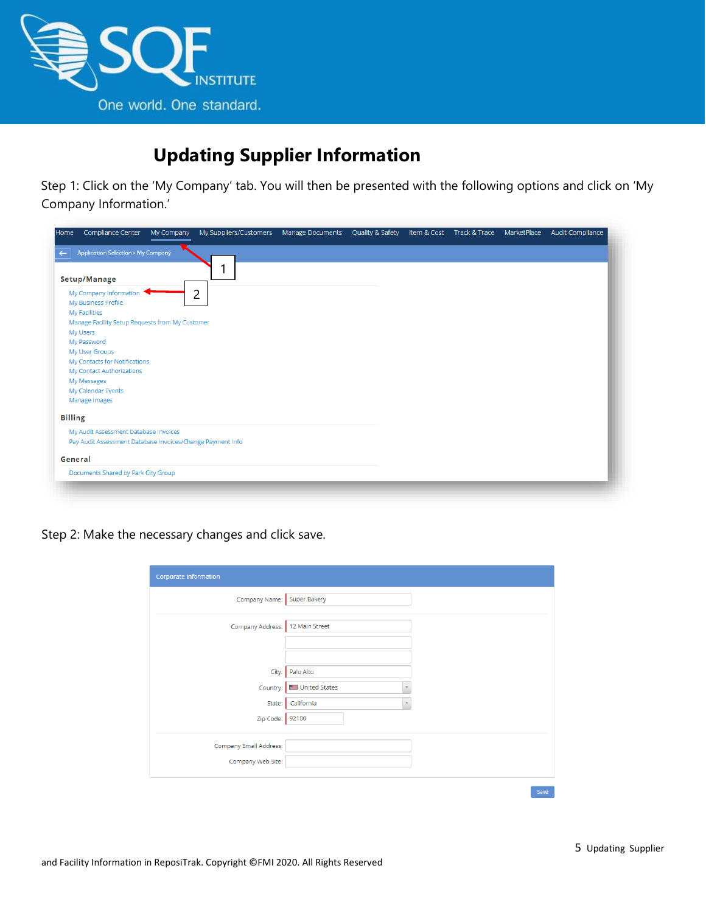# Updating Supplier Information

Step 1: Click on the 'My Company' tab. You will then be presented with the following options and click on 'My Company Information.'

Step 2: Make the necessary changes and click save.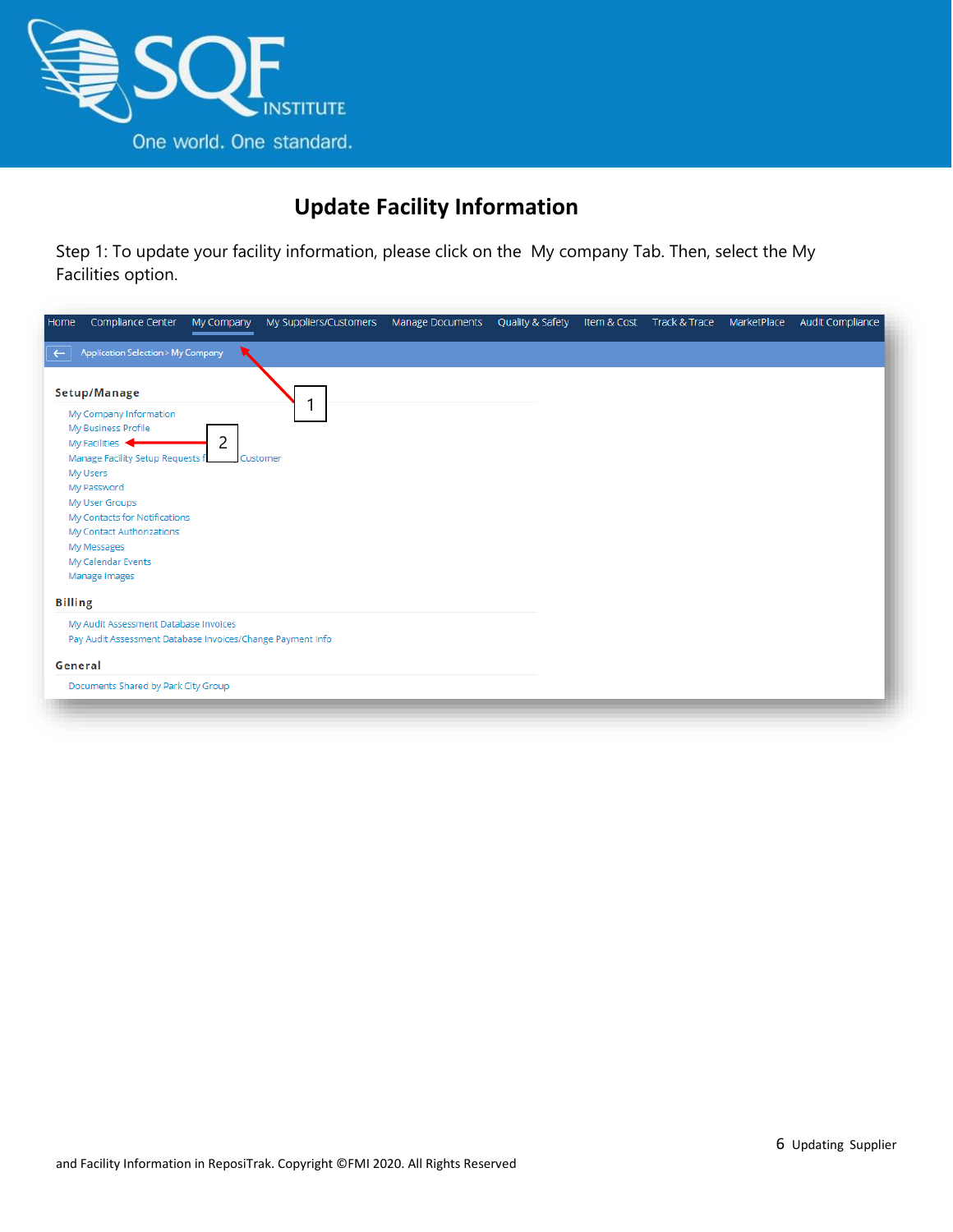# Update Facility Information

Step 1: To update your facility information, please click on the My company Tab. Then, select the My Facilities option.

Home | Compliance Center | My Company | My Suppliers/Customers | Manage Documents | Quality & Safety | Item & Cost | Track & Trace | MarketPlace | Audit Compliance

Application Selection > My Company

1

**Setup/Manage**

- My Company Information
- My Business Profile
- My Facilities ← 2
- Manage Facility Setup Requests f... Customer
- My Users
- My Password
- My User Groups
- My Contacts for Notifications
- My Contact Authorizations
- My Messages
- My Calendar Events
- Manage Images

**Billing**

- My Audit Assessment Database Invoices
- Pay Audit Assessment Database Invoices/Change Payment Info

**General**

- Documents Shared by Park City Group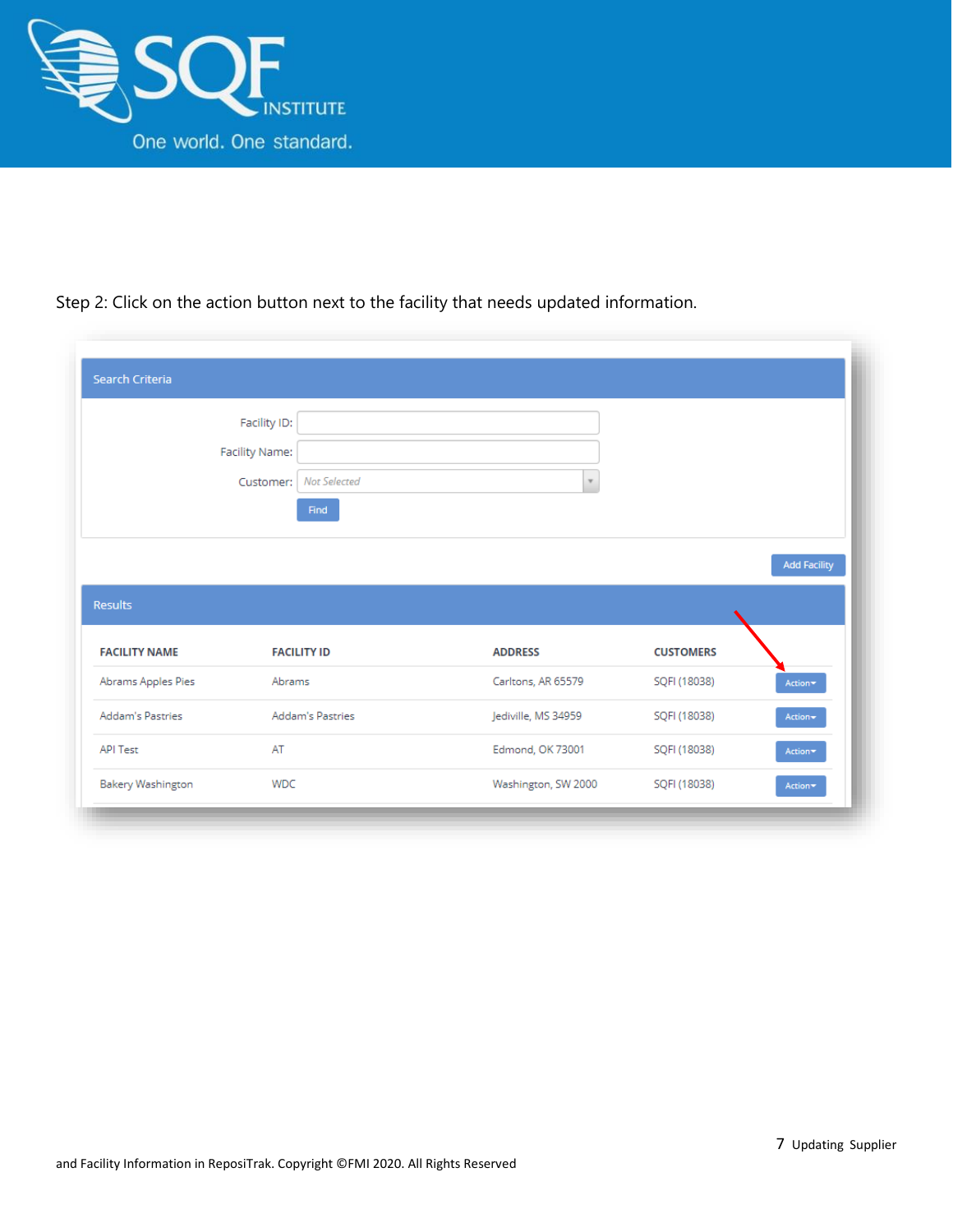Step 2: Click on the action button next to the facility that needs updated information.

Search Criteria

Facility ID:

Facility Name:

Customer: Not Selected

Find

Add Facility

Results

| FACILITY NAME | FACILITY ID | ADDRESS | CUSTOMERS | |
|---|---|---|---|---|
| Abrams Apples Pies | Abrams | Carltons, AR 65579 | SQFI (18038) | Action |
| Addam's Pastries | Addam's Pastries | Jediville, MS 34959 | SQFI (18038) | Action |
| API Test | AT | Edmond, OK 73001 | SQFI (18038) | Action |
| Bakery Washington | WDC | Washington, SW 2000 | SQFI (18038) | Action |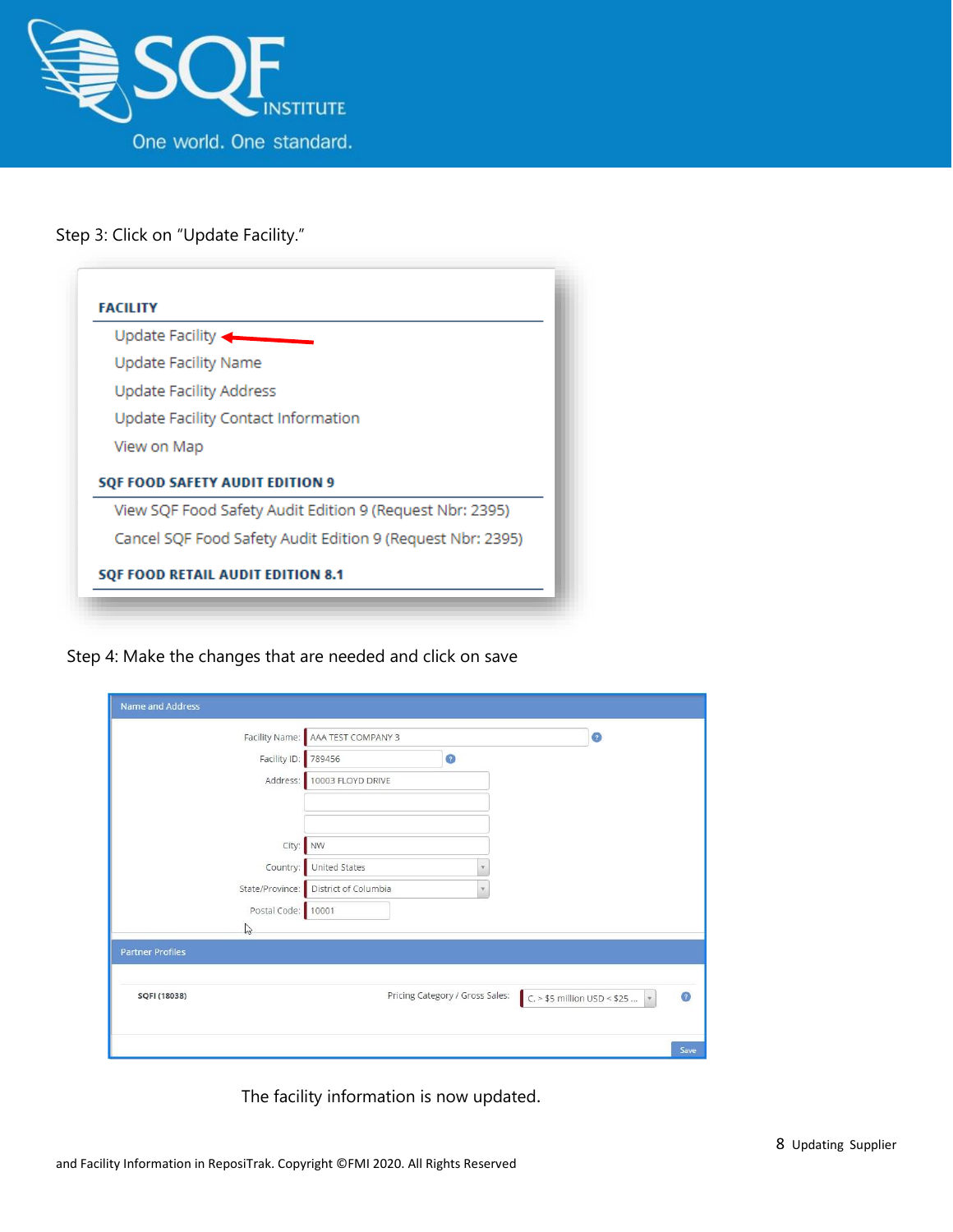Step 3: Click on "Update Facility."

**FACILITY**

- Update Facility
- Update Facility Name
- Update Facility Address
- Update Facility Contact Information
- View on Map

**SQF FOOD SAFETY AUDIT EDITION 9**

- View SQF Food Safety Audit Edition 9 (Request Nbr: 2395)
- Cancel SQF Food Safety Audit Edition 9 (Request Nbr: 2395)

**SQF FOOD RETAIL AUDIT EDITION 8.1**

Step 4: Make the changes that are needed and click on save

**Name and Address**

- Facility Name: AAA TEST COMPANY 3
- Facility ID: 789456
- Address: 10003 FLOYD DRIVE
- City: NW
- Country: United States
- State/Province: District of Columbia
- Postal Code: 10001

**Partner Profiles**

SQFI (18038) — Pricing Category / Gross Sales: C. > $5 million USD < $25 ...

Save

The facility information is now updated.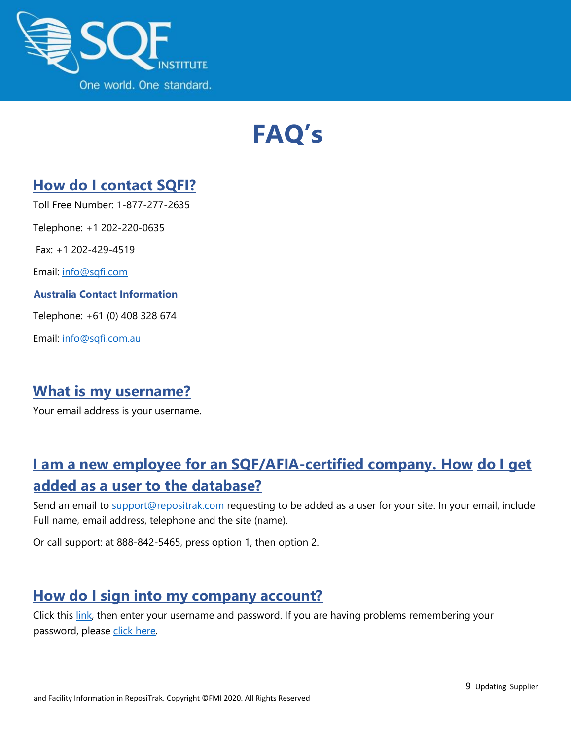# FAQ's

## How do I contact SQFI?

Toll Free Number: 1-877-277-2635

Telephone: +1 202-220-0635

Fax: +1 202-429-4519

Email: info@sqfi.com

**Australia Contact Information**

Telephone: +61 (0) 408 328 674

Email: info@sqfi.com.au

## What is my username?

Your email address is your username.

## I am a new employee for an SQF/AFIA-certified company. How do I get added as a user to the database?

Send an email to support@repositrak.com requesting to be added as a user for your site. In your email, include Full name, email address, telephone and the site (name).

Or call support: at 888-842-5465, press option 1, then option 2.

## How do I sign into my company account?

Click this link, then enter your username and password. If you are having problems remembering your password, please click here.